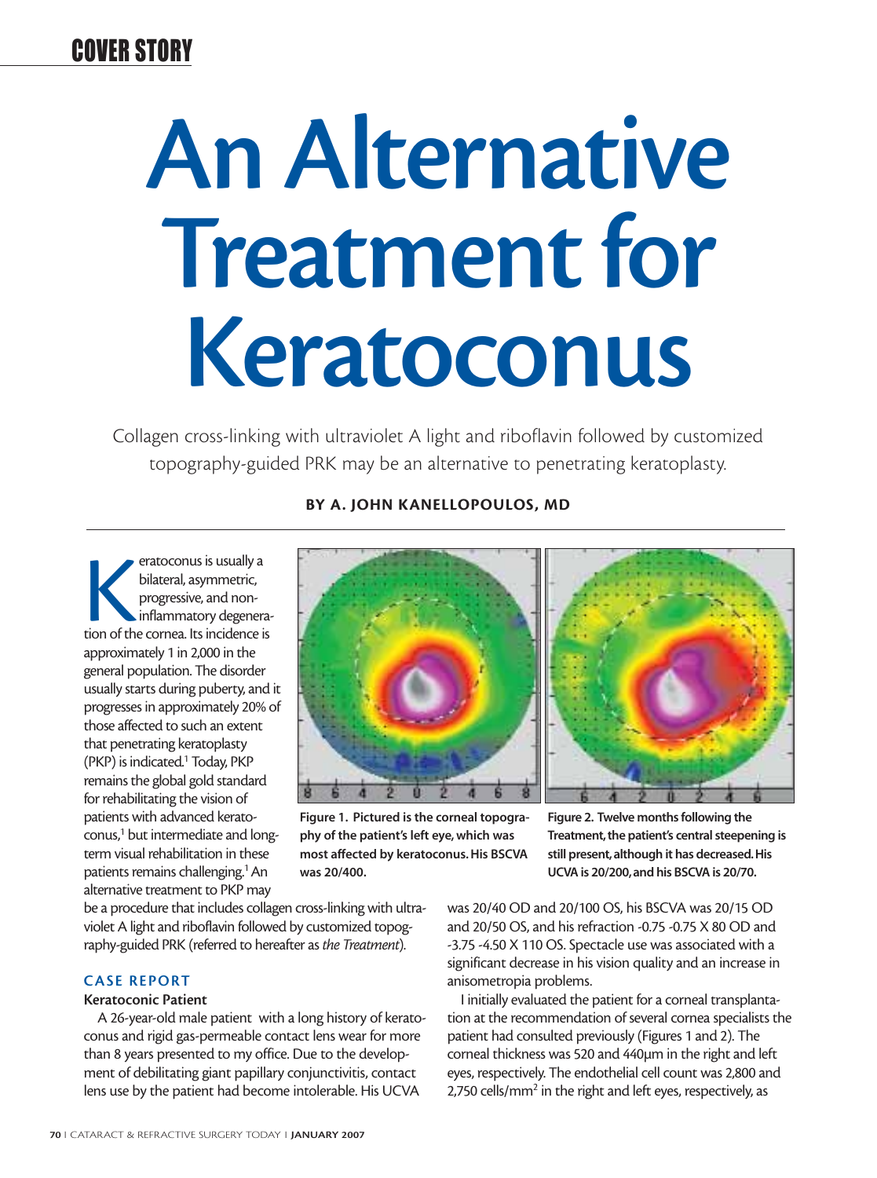COVER STORY

# An Alternative Treatment for Keratoconus

Collagen cross-linking with ultraviolet A light and riboflavin followed by customized topography-guided PRK may be an alternative to penetrating keratoplasty.

**BY A. JOHN KANELLOPOULOS, MD**

Keratoconus is usually a bilateral, asymmetric, progressive, and noninflammatory degeneration of the cornea. Its incidence is approximately 1 in 2,000 in the general population. The disorder usually starts during puberty, and it progresses in approximately 20% of those affected to such an extent that penetrating keratoplasty (PKP) is indicated.[1] Today, PKP remains the global gold standard for rehabilitating the vision of patients with advanced keratoconus,[1] but intermediate and long-term visual rehabilitation in these patients remains challenging.[1] An alternative treatment to PKP may be a procedure that includes collagen cross-linking with ultraviolet A light and riboflavin followed by customized topography-guided PRK (referred to hereafter as *the Treatment*).

**Figure 1. Pictured is the corneal topography of the patient's left eye, which was most affected by keratoconus. His BSCVA was 20/400.**

**Figure 2. Twelve months following the Treatment, the patient's central steepening is still present, although it has decreased. His UCVA is 20/200, and his BSCVA is 20/70.**

## CASE REPORT

### Keratoconic Patient

A 26-year-old male patient with a long history of keratoconus and rigid gas-permeable contact lens wear for more than 8 years presented to my office. Due to the development of debilitating giant papillary conjunctivitis, contact lens use by the patient had become intolerable. His UCVA was 20/40 OD and 20/100 OS, his BSCVA was 20/15 OD and 20/50 OS, and his refraction -0.75 -0.75 X 80 OD and -3.75 -4.50 X 110 OS. Spectacle use was associated with a significant decrease in his vision quality and an increase in anisometropia problems.

I initially evaluated the patient for a corneal transplantation at the recommendation of several cornea specialists the patient had consulted previously (Figures 1 and 2). The corneal thickness was 520 and 440µm in the right and left eyes, respectively. The endothelial cell count was 2,800 and 2,750 cells/mm$^2$ in the right and left eyes, respectively, as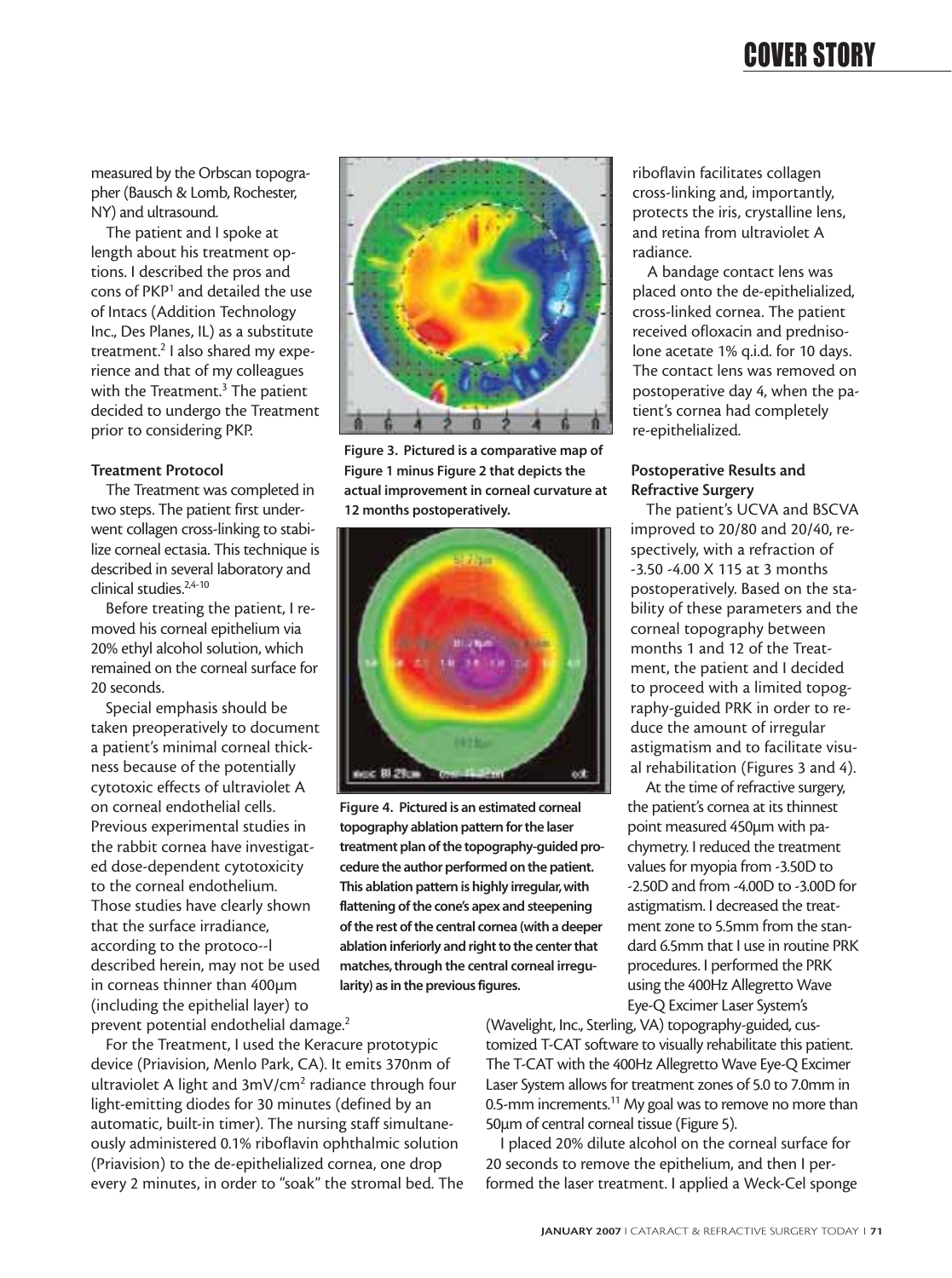measured by the Orbscan topographer (Bausch & Lomb, Rochester, NY) and ultrasound.

The patient and I spoke at length about his treatment options. I described the pros and cons of PKP[1] and detailed the use of Intacs (Addition Technology Inc., Des Planes, IL) as a substitute treatment.[2] I also shared my experience and that of my colleagues with the Treatment.[3] The patient decided to undergo the Treatment prior to considering PKP.

**Treatment Protocol**

The Treatment was completed in two steps. The patient first underwent collagen cross-linking to stabilize corneal ectasia. This technique is described in several laboratory and clinical studies.[2,4-10]

Before treating the patient, I removed his corneal epithelium via 20% ethyl alcohol solution, which remained on the corneal surface for 20 seconds.

Special emphasis should be taken preoperatively to document a patient's minimal corneal thickness because of the potentially cytotoxic effects of ultraviolet A on corneal endothelial cells. Previous experimental studies in the rabbit cornea have investigated dose-dependent cytotoxicity to the corneal endothelium. Those studies have clearly shown that the surface irradiance, according to the protoco--I described herein, may not be used in corneas thinner than 400µm (including the epithelial layer) to prevent potential endothelial damage.[2]

For the Treatment, I used the Keracure prototypic device (Priavision, Menlo Park, CA). It emits 370nm of ultraviolet A light and 3mV/cm[2] radiance through four light-emitting diodes for 30 minutes (defined by an automatic, built-in timer). The nursing staff simultaneously administered 0.1% riboflavin ophthalmic solution (Priavision) to the de-epithelialized cornea, one drop every 2 minutes, in order to "soak" the stromal bed. The riboflavin facilitates collagen cross-linking and, importantly, protects the iris, crystalline lens, and retina from ultraviolet A radiance.

A bandage contact lens was placed onto the de-epithelialized, cross-linked cornea. The patient received ofloxacin and prednisolone acetate 1% q.i.d. for 10 days. The contact lens was removed on postoperative day 4, when the patient's cornea had completely re-epithelialized.

**Figure 3. Pictured is a comparative map of Figure 1 minus Figure 2 that depicts the actual improvement in corneal curvature at 12 months postoperatively.**

**Figure 4. Pictured is an estimated corneal topography ablation pattern for the laser treatment plan of the topography-guided procedure the author performed on the patient. This ablation pattern is highly irregular, with flattening of the cone's apex and steepening of the rest of the central cornea (with a deeper ablation inferiorly and right to the center that matches, through the central corneal irregularity) as in the previous figures.**

**Postoperative Results and Refractive Surgery**

The patient's UCVA and BSCVA improved to 20/80 and 20/40, respectively, with a refraction of -3.50 -4.00 X 115 at 3 months postoperatively. Based on the stability of these parameters and the corneal topography between months 1 and 12 of the Treatment, the patient and I decided to proceed with a limited topography-guided PRK in order to reduce the amount of irregular astigmatism and to facilitate visual rehabilitation (Figures 3 and 4).

At the time of refractive surgery, the patient's cornea at its thinnest point measured 450µm with pachymetry. I reduced the treatment values for myopia from -3.50D to -2.50D and from -4.00D to -3.00D for astigmatism. I decreased the treatment zone to 5.5mm from the standard 6.5mm that I use in routine PRK procedures. I performed the PRK using the 400Hz Allegretto Wave Eye-Q Excimer Laser System's (Wavelight, Inc., Sterling, VA) topography-guided, customized T-CAT software to visually rehabilitate this patient. The T-CAT with the 400Hz Allegretto Wave Eye-Q Excimer Laser System allows for treatment zones of 5.0 to 7.0mm in 0.5-mm increments.[11] My goal was to remove no more than 50µm of central corneal tissue (Figure 5).

I placed 20% dilute alcohol on the corneal surface for 20 seconds to remove the epithelium, and then I performed the laser treatment. I applied a Weck-Cel sponge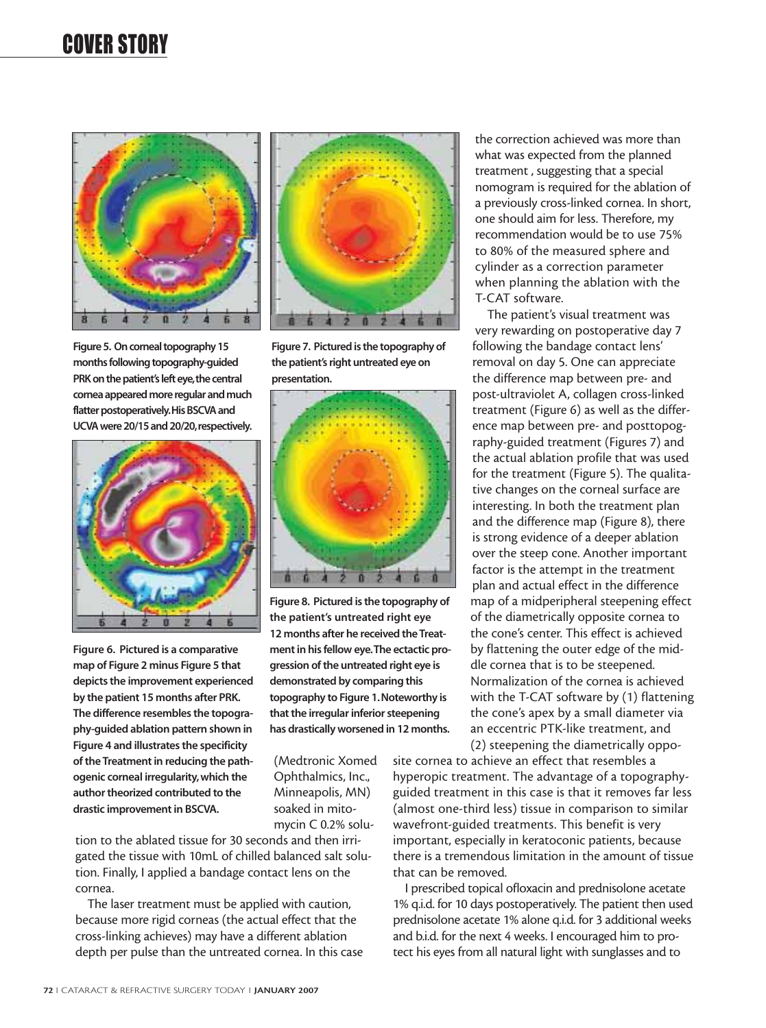Figure 5. On corneal topography 15 months following topography-guided PRK on the patient's left eye, the central cornea appeared more regular and much flatter postoperatively. His BSCVA and UCVA were 20/15 and 20/20, respectively.

Figure 6. Pictured is a comparative map of Figure 2 minus Figure 5 that depicts the improvement experienced by the patient 15 months after PRK. The difference resembles the topography-guided ablation pattern shown in Figure 4 and illustrates the specificity of the Treatment in reducing the pathogenic corneal irregularity, which the author theorized contributed to the drastic improvement in BSCVA.

Figure 7. Pictured is the topography of the patient's right untreated eye on presentation.

Figure 8. Pictured is the topography of the patient's untreated right eye 12 months after he received the Treatment in his fellow eye. The ectactic progression of the untreated right eye is demonstrated by comparing this topography to Figure 1. Noteworthy is that the irregular inferior steepening has drastically worsened in 12 months.

(Medtronic Xomed Ophthalmics, Inc., Minneapolis, MN) soaked in mitomycin C 0.2% solution to the ablated tissue for 30 seconds and then irrigated the tissue with 10mL of chilled balanced salt solution. Finally, I applied a bandage contact lens on the cornea.

The laser treatment must be applied with caution, because more rigid corneas (the actual effect that the cross-linking achieves) may have a different ablation depth per pulse than the untreated cornea. In this case the correction achieved was more than what was expected from the planned treatment , suggesting that a special nomogram is required for the ablation of a previously cross-linked cornea. In short, one should aim for less. Therefore, my recommendation would be to use 75% to 80% of the measured sphere and cylinder as a correction parameter when planning the ablation with the T-CAT software.

The patient's visual treatment was very rewarding on postoperative day 7 following the bandage contact lens' removal on day 5. One can appreciate the difference map between pre- and post-ultraviolet A, collagen cross-linked treatment (Figure 6) as well as the difference map between pre- and posttopography-guided treatment (Figures 7) and the actual ablation profile that was used for the treatment (Figure 5). The qualitative changes on the corneal surface are interesting. In both the treatment plan and the difference map (Figure 8), there is strong evidence of a deeper ablation over the steep cone. Another important factor is the attempt in the treatment plan and actual effect in the difference map of a midperipheral steepening effect of the diametrically opposite cornea to the cone's center. This effect is achieved by flattening the outer edge of the middle cornea that is to be steepened. Normalization of the cornea is achieved with the T-CAT software by (1) flattening the cone's apex by a small diameter via an eccentric PTK-like treatment, and (2) steepening the diametrically opposite cornea to achieve an effect that resembles a hyperopic treatment. The advantage of a topography-guided treatment in this case is that it removes far less (almost one-third less) tissue in comparison to similar wavefront-guided treatments. This benefit is very important, especially in keratoconic patients, because there is a tremendous limitation in the amount of tissue that can be removed.

I prescribed topical ofloxacin and prednisolone acetate 1% q.i.d. for 10 days postoperatively. The patient then used prednisolone acetate 1% alone q.i.d. for 3 additional weeks and b.i.d. for the next 4 weeks. I encouraged him to protect his eyes from all natural light with sunglasses and to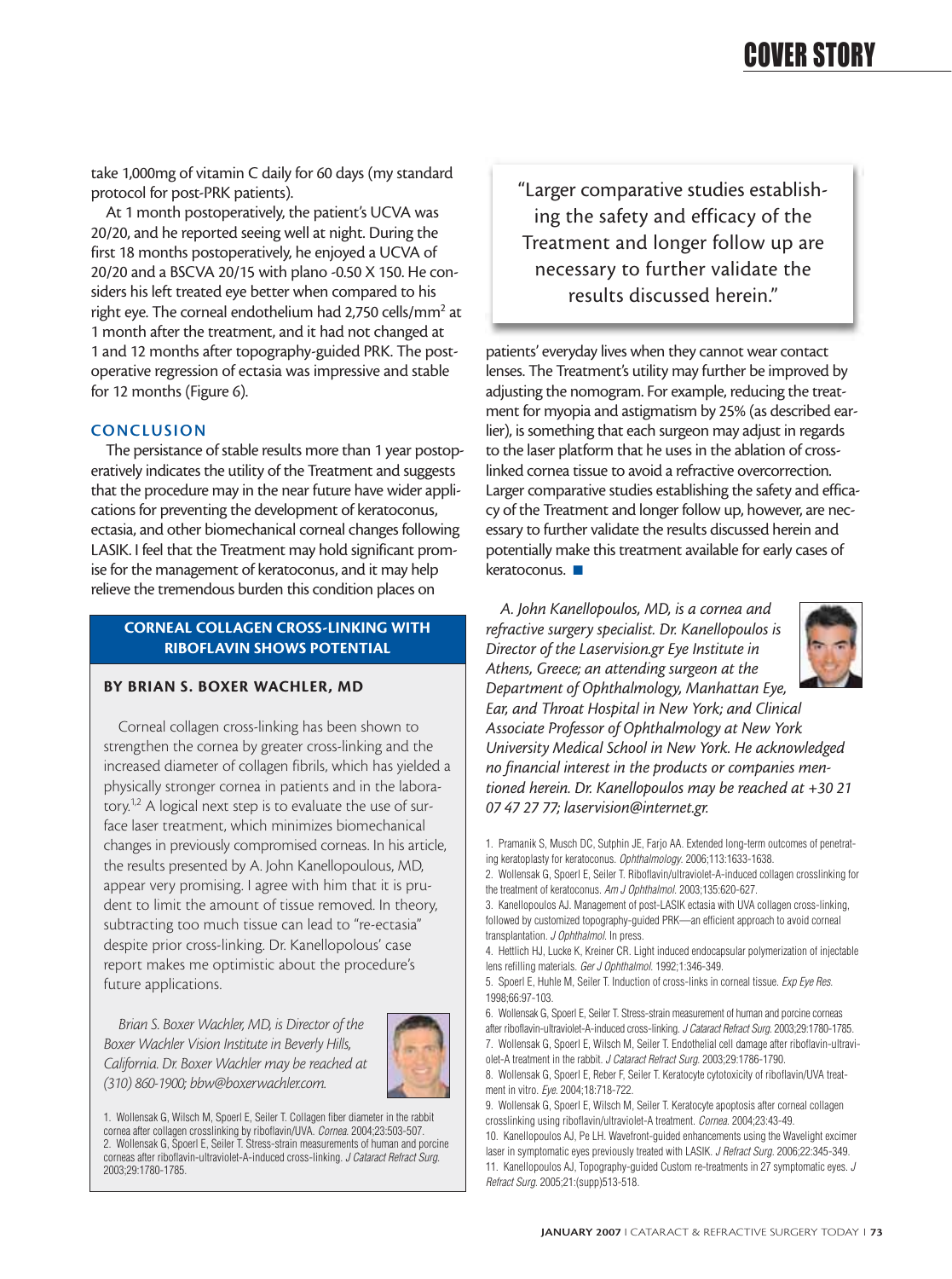take 1,000mg of vitamin C daily for 60 days (my standard protocol for post-PRK patients).

At 1 month postoperatively, the patient's UCVA was 20/20, and he reported seeing well at night. During the first 18 months postoperatively, he enjoyed a UCVA of 20/20 and a BSCVA 20/15 with plano -0.50 X 150. He considers his left treated eye better when compared to his right eye. The corneal endothelium had 2,750 cells/mm$^2$ at 1 month after the treatment, and it had not changed at 1 and 12 months after topography-guided PRK. The postoperative regression of ectasia was impressive and stable for 12 months (Figure 6).

## CONCLUSION

The persistance of stable results more than 1 year postoperatively indicates the utility of the Treatment and suggests that the procedure may in the near future have wider applications for preventing the development of keratoconus, ectasia, and other biomechanical corneal changes following LASIK. I feel that the Treatment may hold significant promise for the management of keratoconus, and it may help relieve the tremendous burden this condition places on patients' everyday lives when they cannot wear contact lenses. The Treatment's utility may further be improved by adjusting the nomogram. For example, reducing the treatment for myopia and astigmatism by 25% (as described earlier), is something that each surgeon may adjust in regards to the laser platform that he uses in the ablation of cross-linked cornea tissue to avoid a refractive overcorrection. Larger comparative studies establishing the safety and efficacy of the Treatment and longer follow up, however, are necessary to further validate the results discussed herein and potentially make this treatment available for early cases of keratoconus. ■

> "Larger comparative studies establishing the safety and efficacy of the Treatment and longer follow up are necessary to further validate the results discussed herein."

*A. John Kanellopoulos, MD, is a cornea and refractive surgery specialist. Dr. Kanellopoulos is Director of the Laservision.gr Eye Institute in Athens, Greece; an attending surgeon at the Department of Ophthalmology, Manhattan Eye, Ear, and Throat Hospital in New York; and Clinical Associate Professor of Ophthalmology at New York University Medical School in New York. He acknowledged no financial interest in the products or companies mentioned herein. Dr. Kanellopoulos may be reached at +30 21 07 47 27 77; laservision@internet.gr.*

1. Pramanik S, Musch DC, Sutphin JE, Farjo AA. Extended long-term outcomes of penetrating keratoplasty for keratoconus. *Ophthalmology.* 2006;113:1633-1638.
2. Wollensak G, Spoerl E, Seiler T. Riboflavin/ultraviolet-A-induced collagen crosslinking for the treatment of keratoconus. *Am J Ophthalmol.* 2003;135:620-627.
3. Kanellopoulos AJ. Management of post-LASIK ectasia with UVA collagen cross-linking, followed by customized topography-guided PRK—an efficient approach to avoid corneal transplantation. *J Ophthalmol.* In press.
4. Hettlich HJ, Lucke K, Kreiner CR. Light induced endocapsular polymerization of injectable lens refilling materials. *Ger J Ophthalmol.* 1992;1:346-349.
5. Spoerl E, Huhle M, Seiler T. Induction of cross-links in corneal tissue. *Exp Eye Res.* 1998;66:97-103.
6. Wollensak G, Spoerl E, Seiler T. Stress-strain measurement of human and porcine corneas after riboflavin-ultraviolet-A-induced cross-linking. *J Cataract Refract Surg.* 2003;29:1780-1785.
7. Wollensak G, Spoerl E, Wilsch M, Seiler T. Endothelial cell damage after riboflavin-ultraviolet-A treatment in the rabbit. *J Cataract Refract Surg.* 2003;29:1786-1790.
8. Wollensak G, Spoerl E, Reber F, Seiler T. Keratocyte cytotoxicity of riboflavin/UVA treatment in vitro. *Eye.* 2004;18:718-722.
9. Wollensak G, Spoerl E, Wilsch M, Seiler T. Keratocyte apoptosis after corneal collagen crosslinking using riboflavin/ultraviolet-A treatment. *Cornea.* 2004;23:43-49.
10. Kanellopoulos AJ, Pe LH. Wavefront-guided enhancements using the Wavelight excimer laser in symptomatic eyes previously treated with LASIK. *J Refract Surg.* 2006;22:345-349.
11. Kanellopoulos AJ. Topography-guided Custom re-treatments in 27 symptomatic eyes. *J Refract Surg.* 2005;21:(supp)513-518.

---

### CORNEAL COLLAGEN CROSS-LINKING WITH RIBOFLAVIN SHOWS POTENTIAL

#### BY BRIAN S. BOXER WACHLER, MD

Corneal collagen cross-linking has been shown to strengthen the cornea by greater cross-linking and the increased diameter of collagen fibrils, which has yielded a physically stronger cornea in patients and in the laboratory.[1,2] A logical next step is to evaluate the use of surface laser treatment, which minimizes biomechanical changes in previously compromised corneas. In his article, the results presented by A. John Kanellopoulous, MD, appear very promising. I agree with him that it is prudent to limit the amount of tissue removed. In theory, subtracting too much tissue can lead to "re-ectasia" despite prior cross-linking. Dr. Kanellopolous' case report makes me optimistic about the procedure's future applications.

*Brian S. Boxer Wachler, MD, is Director of the Boxer Wachler Vision Institute in Beverly Hills, California. Dr. Boxer Wachler may be reached at (310) 860-1900; bbw@boxerwachler.com.*

1. Wollensak G, Wilsch M, Spoerl E, Seiler T. Collagen fiber diameter in the rabbit cornea after collagen crosslinking by riboflavin/UVA. *Cornea.* 2004;23:503-507.
2. Wollensak G, Spoerl E, Seiler T. Stress-strain measurements of human and porcine corneas after riboflavin-ultraviolet-A-induced cross-linking. *J Cataract Refract Surg.* 2003;29:1780-1785.